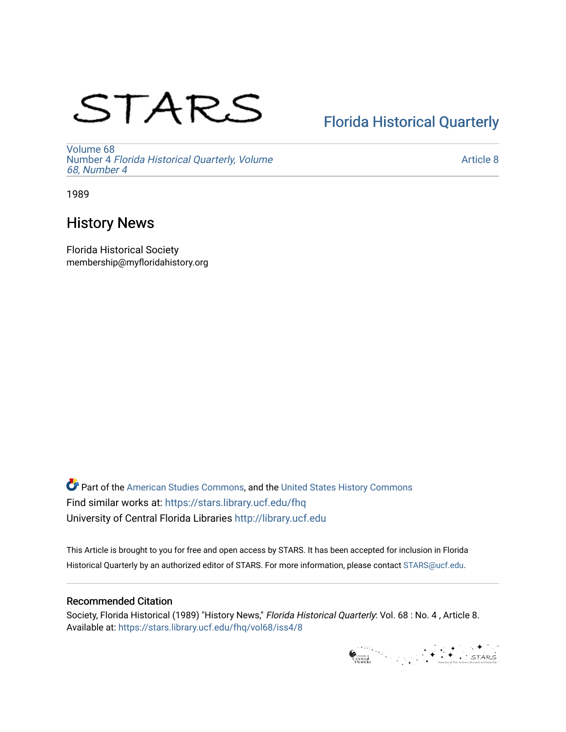STARS

Florida Historical Quarterly

Volume 68
Number 4 *Florida Historical Quarterly, Volume 68, Number 4*

Article 8

1989

# History News

Florida Historical Society
membership@myfloridahistory.org

Part of the American Studies Commons, and the United States History Commons
Find similar works at: https://stars.library.ucf.edu/fhq
University of Central Florida Libraries http://library.ucf.edu

This Article is brought to you for free and open access by STARS. It has been accepted for inclusion in Florida Historical Quarterly by an authorized editor of STARS. For more information, please contact STARS@ucf.edu.

## Recommended Citation

Society, Florida Historical (1989) "History News," *Florida Historical Quarterly*: Vol. 68 : No. 4 , Article 8.
Available at: https://stars.library.ucf.edu/fhq/vol68/iss4/8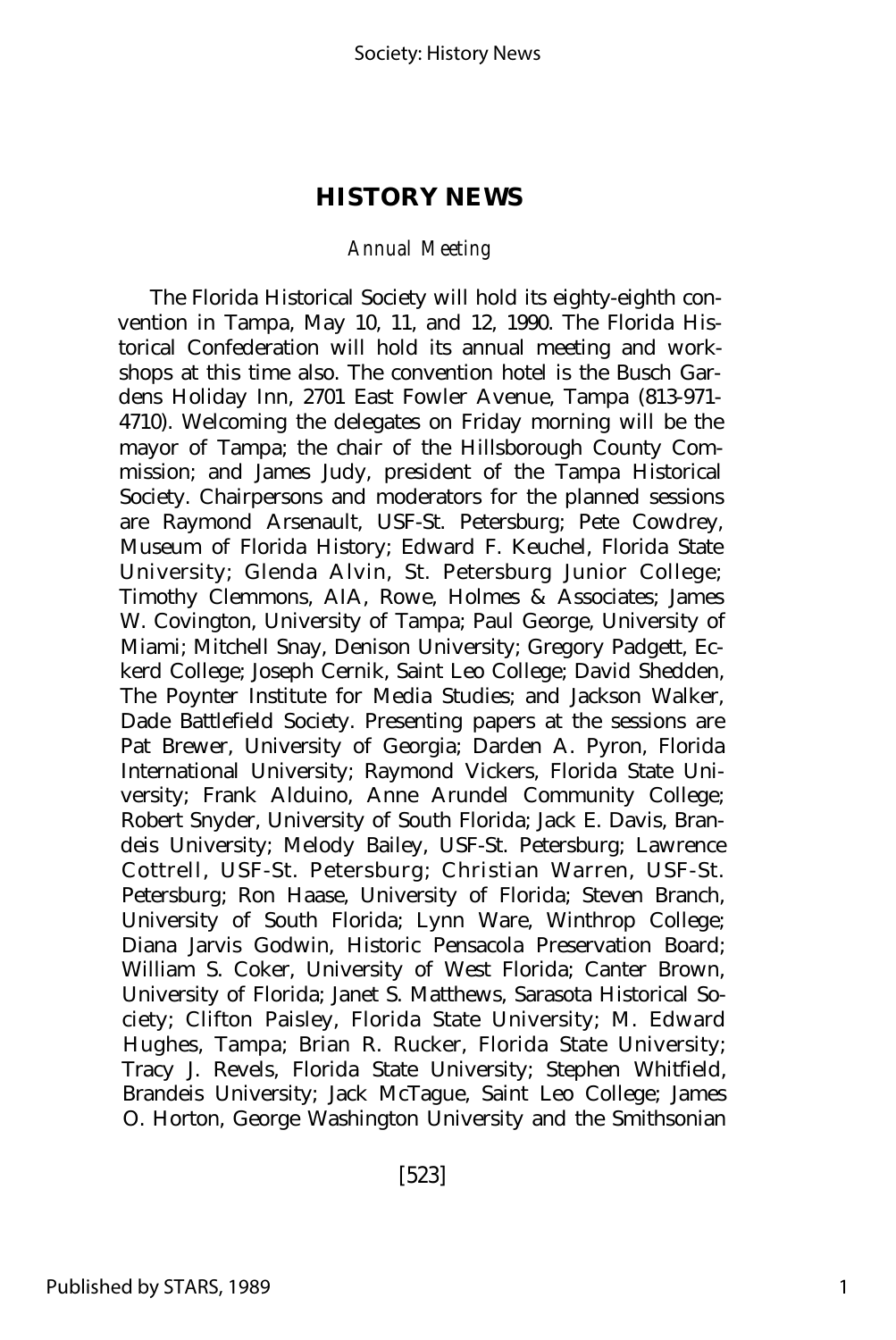# HISTORY NEWS

## *Annual Meeting*

The Florida Historical Society will hold its eighty-eighth convention in Tampa, May 10, 11, and 12, 1990. The Florida Historical Confederation will hold its annual meeting and workshops at this time also. The convention hotel is the Busch Gardens Holiday Inn, 2701 East Fowler Avenue, Tampa (813-971-4710). Welcoming the delegates on Friday morning will be the mayor of Tampa; the chair of the Hillsborough County Commission; and James Judy, president of the Tampa Historical Society. Chairpersons and moderators for the planned sessions are Raymond Arsenault, USF-St. Petersburg; Pete Cowdrey, Museum of Florida History; Edward F. Keuchel, Florida State University; Glenda Alvin, St. Petersburg Junior College; Timothy Clemmons, AIA, Rowe, Holmes & Associates; James W. Covington, University of Tampa; Paul George, University of Miami; Mitchell Snay, Denison University; Gregory Padgett, Eckerd College; Joseph Cernik, Saint Leo College; David Shedden, The Poynter Institute for Media Studies; and Jackson Walker, Dade Battlefield Society. Presenting papers at the sessions are Pat Brewer, University of Georgia; Darden A. Pyron, Florida International University; Raymond Vickers, Florida State University; Frank Alduino, Anne Arundel Community College; Robert Snyder, University of South Florida; Jack E. Davis, Brandeis University; Melody Bailey, USF-St. Petersburg; Lawrence Cottrell, USF-St. Petersburg; Christian Warren, USF-St. Petersburg; Ron Haase, University of Florida; Steven Branch, University of South Florida; Lynn Ware, Winthrop College; Diana Jarvis Godwin, Historic Pensacola Preservation Board; William S. Coker, University of West Florida; Canter Brown, University of Florida; Janet S. Matthews, Sarasota Historical Society; Clifton Paisley, Florida State University; M. Edward Hughes, Tampa; Brian R. Rucker, Florida State University; Tracy J. Revels, Florida State University; Stephen Whitfield, Brandeis University; Jack McTague, Saint Leo College; James O. Horton, George Washington University and the Smithsonian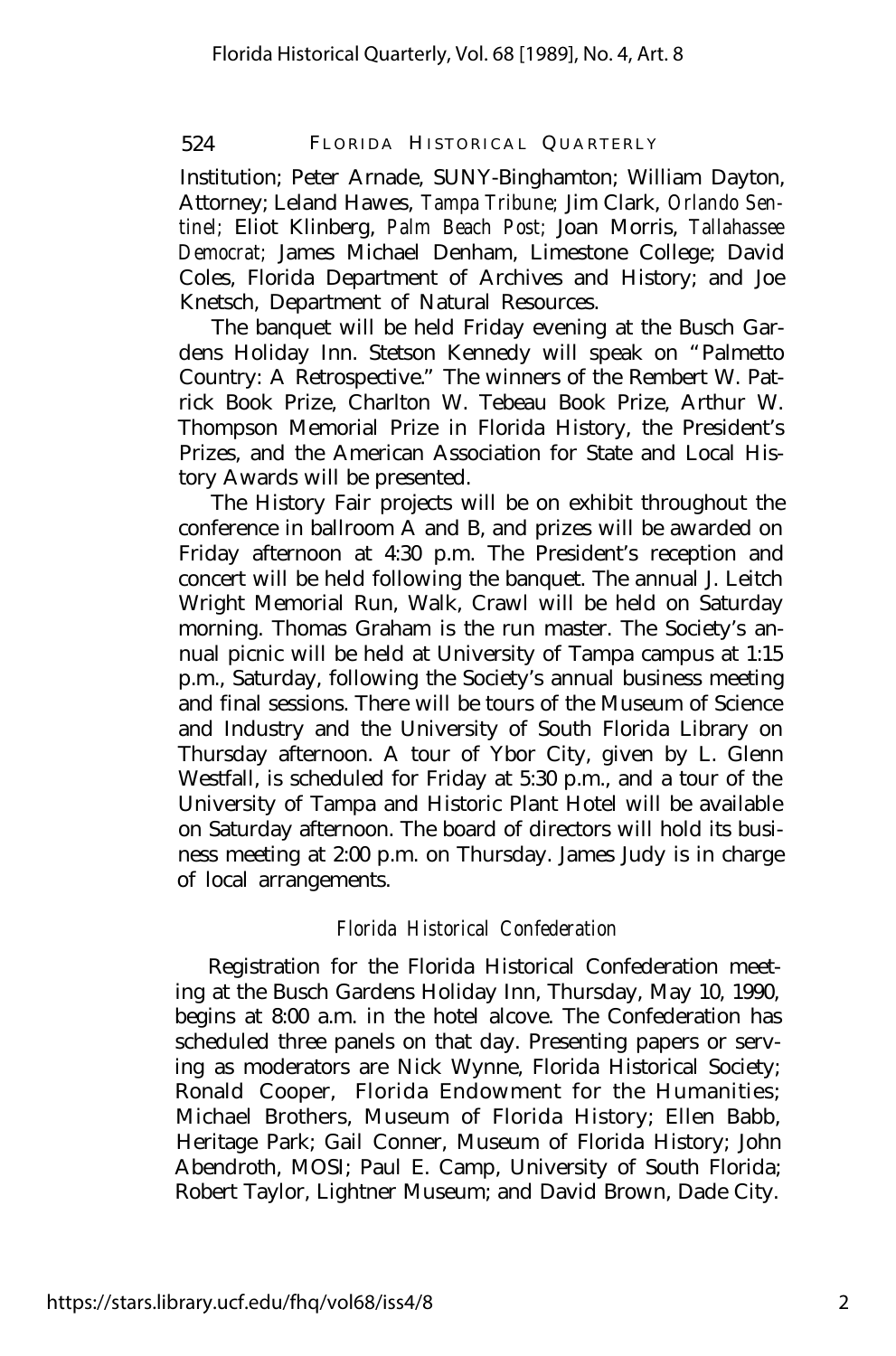Institution; Peter Arnade, SUNY-Binghamton; William Dayton, Attorney; Leland Hawes, *Tampa Tribune;* Jim Clark, *Orlando Sentinel;* Eliot Klinberg, *Palm Beach Post;* Joan Morris, *Tallahassee Democrat;* James Michael Denham, Limestone College; David Coles, Florida Department of Archives and History; and Joe Knetsch, Department of Natural Resources.

The banquet will be held Friday evening at the Busch Gardens Holiday Inn. Stetson Kennedy will speak on "Palmetto Country: A Retrospective." The winners of the Rembert W. Patrick Book Prize, Charlton W. Tebeau Book Prize, Arthur W. Thompson Memorial Prize in Florida History, the President's Prizes, and the American Association for State and Local History Awards will be presented.

The History Fair projects will be on exhibit throughout the conference in ballroom A and B, and prizes will be awarded on Friday afternoon at 4:30 p.m. The President's reception and concert will be held following the banquet. The annual J. Leitch Wright Memorial Run, Walk, Crawl will be held on Saturday morning. Thomas Graham is the run master. The Society's annual picnic will be held at University of Tampa campus at 1:15 p.m., Saturday, following the Society's annual business meeting and final sessions. There will be tours of the Museum of Science and Industry and the University of South Florida Library on Thursday afternoon. A tour of Ybor City, given by L. Glenn Westfall, is scheduled for Friday at 5:30 p.m., and a tour of the University of Tampa and Historic Plant Hotel will be available on Saturday afternoon. The board of directors will hold its business meeting at 2:00 p.m. on Thursday. James Judy is in charge of local arrangements.

### *Florida Historical Confederation*

Registration for the Florida Historical Confederation meeting at the Busch Gardens Holiday Inn, Thursday, May 10, 1990, begins at 8:00 a.m. in the hotel alcove. The Confederation has scheduled three panels on that day. Presenting papers or serving as moderators are Nick Wynne, Florida Historical Society; Ronald Cooper, Florida Endowment for the Humanities; Michael Brothers, Museum of Florida History; Ellen Babb, Heritage Park; Gail Conner, Museum of Florida History; John Abendroth, MOSI; Paul E. Camp, University of South Florida; Robert Taylor, Lightner Museum; and David Brown, Dade City.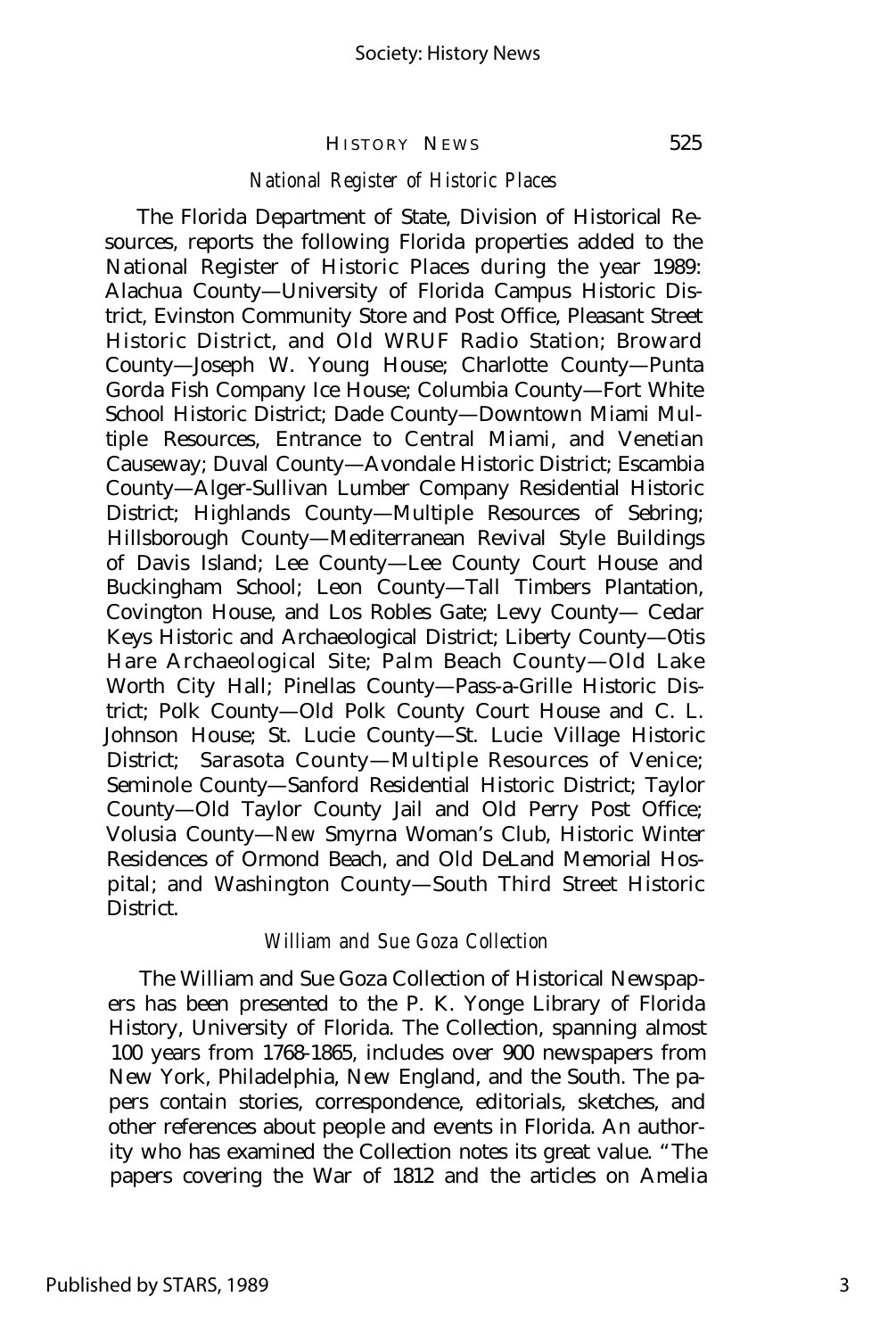### *National Register of Historic Places*

The Florida Department of State, Division of Historical Resources, reports the following Florida properties added to the National Register of Historic Places during the year 1989: Alachua County—University of Florida Campus Historic District, Evinston Community Store and Post Office, Pleasant Street Historic District, and Old WRUF Radio Station; Broward County—Joseph W. Young House; Charlotte County—Punta Gorda Fish Company Ice House; Columbia County—Fort White School Historic District; Dade County—Downtown Miami Multiple Resources, Entrance to Central Miami, and Venetian Causeway; Duval County—Avondale Historic District; Escambia County—Alger-Sullivan Lumber Company Residential Historic District; Highlands County—Multiple Resources of Sebring; Hillsborough County—Mediterranean Revival Style Buildings of Davis Island; Lee County—Lee County Court House and Buckingham School; Leon County—Tall Timbers Plantation, Covington House, and Los Robles Gate; Levy County— Cedar Keys Historic and Archaeological District; Liberty County—Otis Hare Archaeological Site; Palm Beach County—Old Lake Worth City Hall; Pinellas County—Pass-a-Grille Historic District; Polk County—Old Polk County Court House and C. L. Johnson House; St. Lucie County—St. Lucie Village Historic District; Sarasota County—Multiple Resources of Venice; Seminole County—Sanford Residential Historic District; Taylor County—Old Taylor County Jail and Old Perry Post Office; Volusia County—New Smyrna Woman's Club, Historic Winter Residences of Ormond Beach, and Old DeLand Memorial Hospital; and Washington County—South Third Street Historic District.

### *William and Sue Goza Collection*

The William and Sue Goza Collection of Historical Newspapers has been presented to the P. K. Yonge Library of Florida History, University of Florida. The Collection, spanning almost 100 years from 1768-1865, includes over 900 newspapers from New York, Philadelphia, New England, and the South. The papers contain stories, correspondence, editorials, sketches, and other references about people and events in Florida. An authority who has examined the Collection notes its great value. "The papers covering the War of 1812 and the articles on Amelia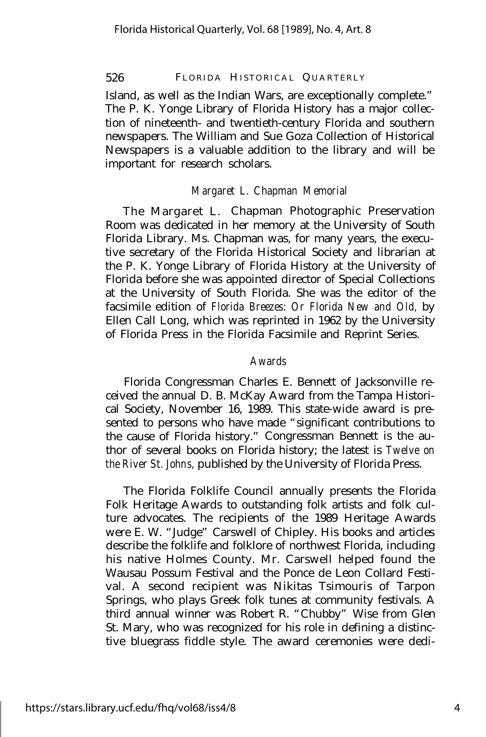Island, as well as the Indian Wars, are exceptionally complete." The P. K. Yonge Library of Florida History has a major collection of nineteenth- and twentieth-century Florida and southern newspapers. The William and Sue Goza Collection of Historical Newspapers is a valuable addition to the library and will be important for research scholars.

### *Margaret L. Chapman Memorial*

The Margaret L. Chapman Photographic Preservation Room was dedicated in her memory at the University of South Florida Library. Ms. Chapman was, for many years, the executive secretary of the Florida Historical Society and librarian at the P. K. Yonge Library of Florida History at the University of Florida before she was appointed director of Special Collections at the University of South Florida. She was the editor of the facsimile edition of *Florida Breezes: Or Florida New and Old,* by Ellen Call Long, which was reprinted in 1962 by the University of Florida Press in the Florida Facsimile and Reprint Series.

### *Awards*

Florida Congressman Charles E. Bennett of Jacksonville received the annual D. B. McKay Award from the Tampa Historical Society, November 16, 1989. This state-wide award is presented to persons who have made "significant contributions to the cause of Florida history." Congressman Bennett is the author of several books on Florida history; the latest is *Twelve on the River St. Johns,* published by the University of Florida Press.

The Florida Folklife Council annually presents the Florida Folk Heritage Awards to outstanding folk artists and folk culture advocates. The recipients of the 1989 Heritage Awards were E. W. "Judge" Carswell of Chipley. His books and articles describe the folklife and folklore of northwest Florida, including his native Holmes County. Mr. Carswell helped found the Wausau Possum Festival and the Ponce de Leon Collard Festival. A second recipient was Nikitas Tsimouris of Tarpon Springs, who plays Greek folk tunes at community festivals. A third annual winner was Robert R. "Chubby" Wise from Glen St. Mary, who was recognized for his role in defining a distinctive bluegrass fiddle style. The award ceremonies were dedi-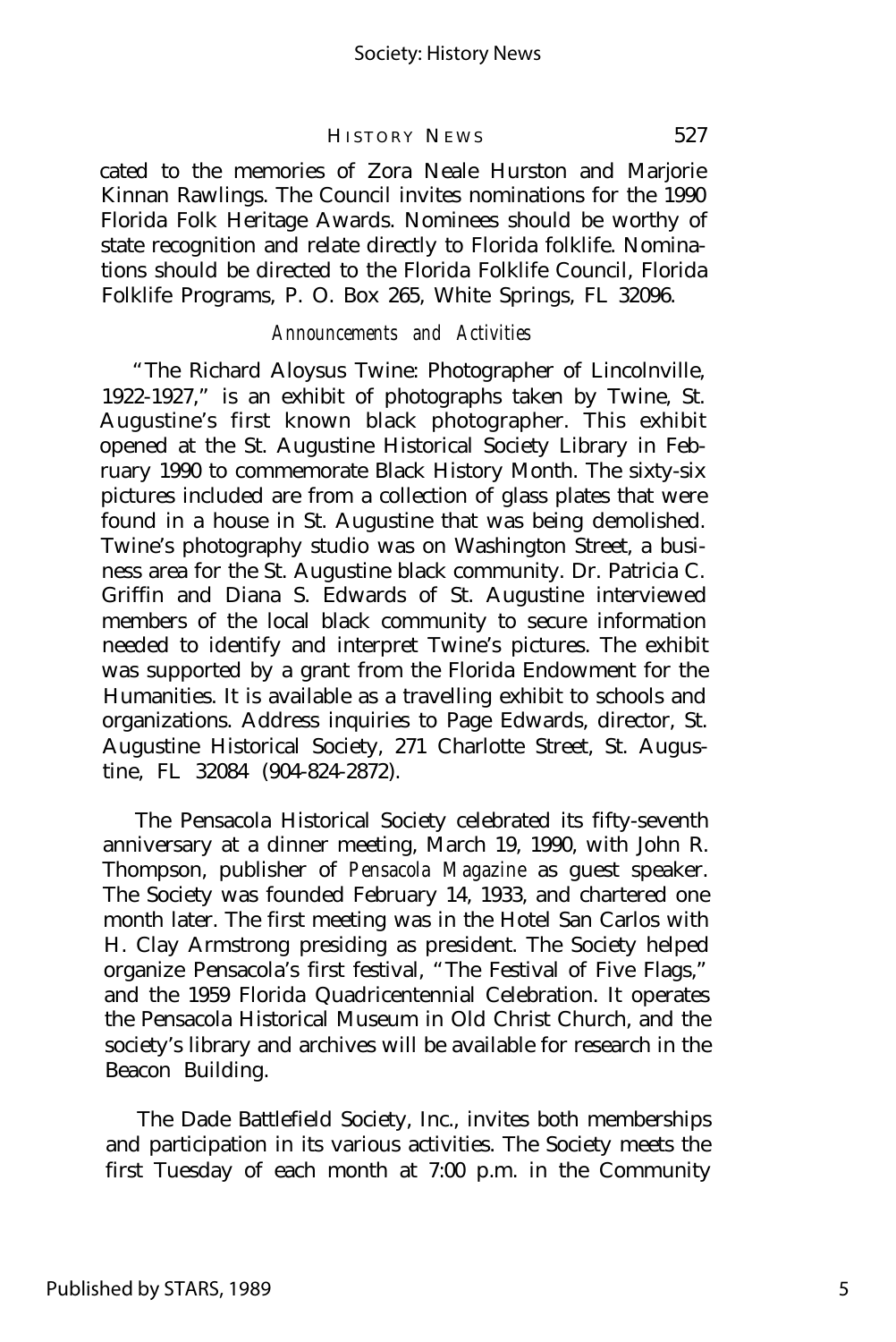cated to the memories of Zora Neale Hurston and Marjorie Kinnan Rawlings. The Council invites nominations for the 1990 Florida Folk Heritage Awards. Nominees should be worthy of state recognition and relate directly to Florida folklife. Nominations should be directed to the Florida Folklife Council, Florida Folklife Programs, P. O. Box 265, White Springs, FL 32096.

### *Announcements and Activities*

"The Richard Aloysus Twine: Photographer of Lincolnville, 1922-1927," is an exhibit of photographs taken by Twine, St. Augustine's first known black photographer. This exhibit opened at the St. Augustine Historical Society Library in February 1990 to commemorate Black History Month. The sixty-six pictures included are from a collection of glass plates that were found in a house in St. Augustine that was being demolished. Twine's photography studio was on Washington Street, a business area for the St. Augustine black community. Dr. Patricia C. Griffin and Diana S. Edwards of St. Augustine interviewed members of the local black community to secure information needed to identify and interpret Twine's pictures. The exhibit was supported by a grant from the Florida Endowment for the Humanities. It is available as a travelling exhibit to schools and organizations. Address inquiries to Page Edwards, director, St. Augustine Historical Society, 271 Charlotte Street, St. Augustine, FL 32084 (904-824-2872).

The Pensacola Historical Society celebrated its fifty-seventh anniversary at a dinner meeting, March 19, 1990, with John R. Thompson, publisher of *Pensacola Magazine* as guest speaker. The Society was founded February 14, 1933, and chartered one month later. The first meeting was in the Hotel San Carlos with H. Clay Armstrong presiding as president. The Society helped organize Pensacola's first festival, "The Festival of Five Flags," and the 1959 Florida Quadricentennial Celebration. It operates the Pensacola Historical Museum in Old Christ Church, and the society's library and archives will be available for research in the Beacon Building.

The Dade Battlefield Society, Inc., invites both memberships and participation in its various activities. The Society meets the first Tuesday of each month at 7:00 p.m. in the Community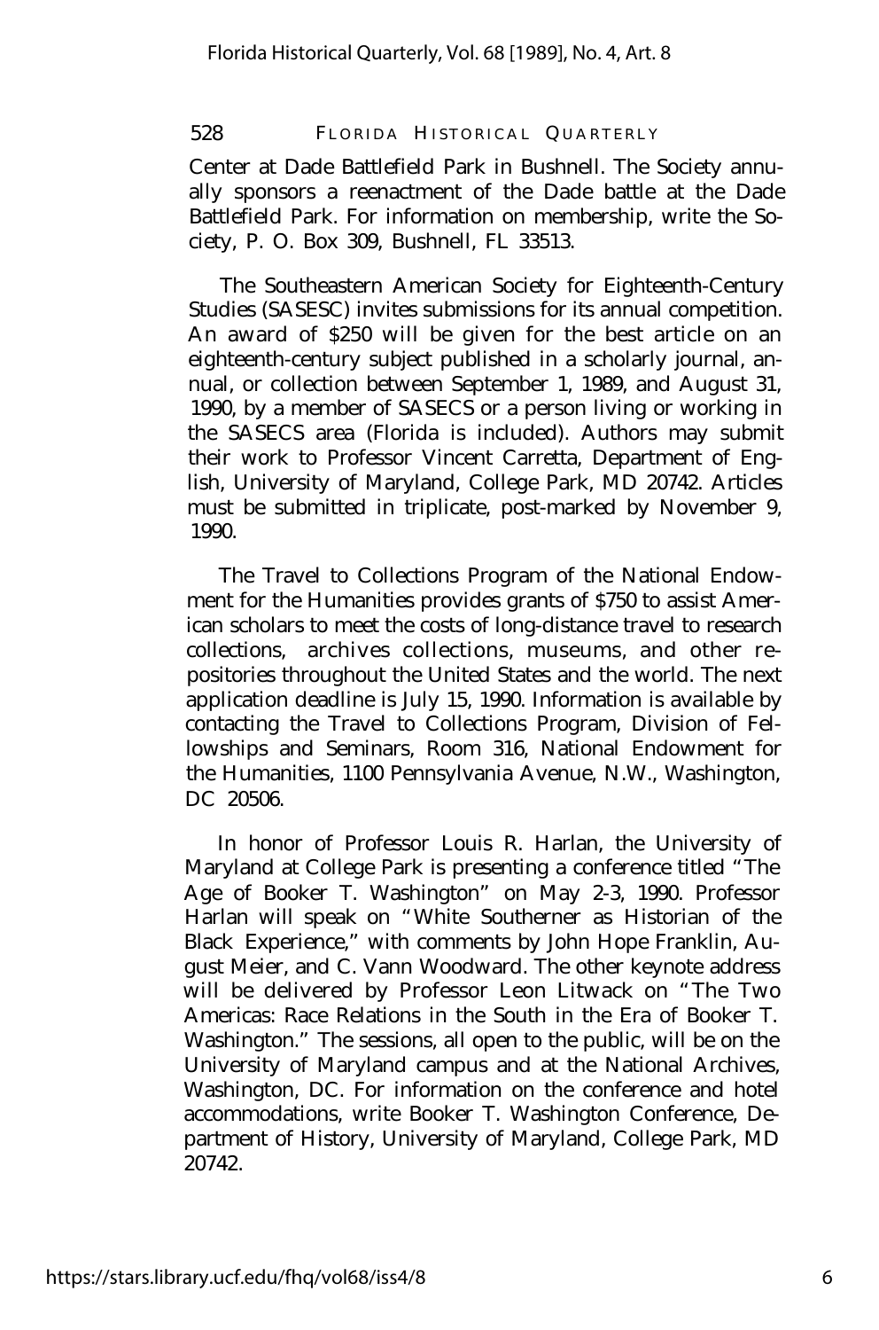Center at Dade Battlefield Park in Bushnell. The Society annually sponsors a reenactment of the Dade battle at the Dade Battlefield Park. For information on membership, write the Society, P. O. Box 309, Bushnell, FL 33513.

The Southeastern American Society for Eighteenth-Century Studies (SASESC) invites submissions for its annual competition. An award of $250 will be given for the best article on an eighteenth-century subject published in a scholarly journal, annual, or collection between September 1, 1989, and August 31, 1990, by a member of SASECS or a person living or working in the SASECS area (Florida is included). Authors may submit their work to Professor Vincent Carretta, Department of English, University of Maryland, College Park, MD 20742. Articles must be submitted in triplicate, post-marked by November 9, 1990.

The Travel to Collections Program of the National Endowment for the Humanities provides grants of $750 to assist American scholars to meet the costs of long-distance travel to research collections, archives collections, museums, and other repositories throughout the United States and the world. The next application deadline is July 15, 1990. Information is available by contacting the Travel to Collections Program, Division of Fellowships and Seminars, Room 316, National Endowment for the Humanities, 1100 Pennsylvania Avenue, N.W., Washington, DC 20506.

In honor of Professor Louis R. Harlan, the University of Maryland at College Park is presenting a conference titled "The Age of Booker T. Washington" on May 2-3, 1990. Professor Harlan will speak on "White Southerner as Historian of the Black Experience," with comments by John Hope Franklin, August Meier, and C. Vann Woodward. The other keynote address will be delivered by Professor Leon Litwack on "The Two Americas: Race Relations in the South in the Era of Booker T. Washington." The sessions, all open to the public, will be on the University of Maryland campus and at the National Archives, Washington, DC. For information on the conference and hotel accommodations, write Booker T. Washington Conference, Department of History, University of Maryland, College Park, MD 20742.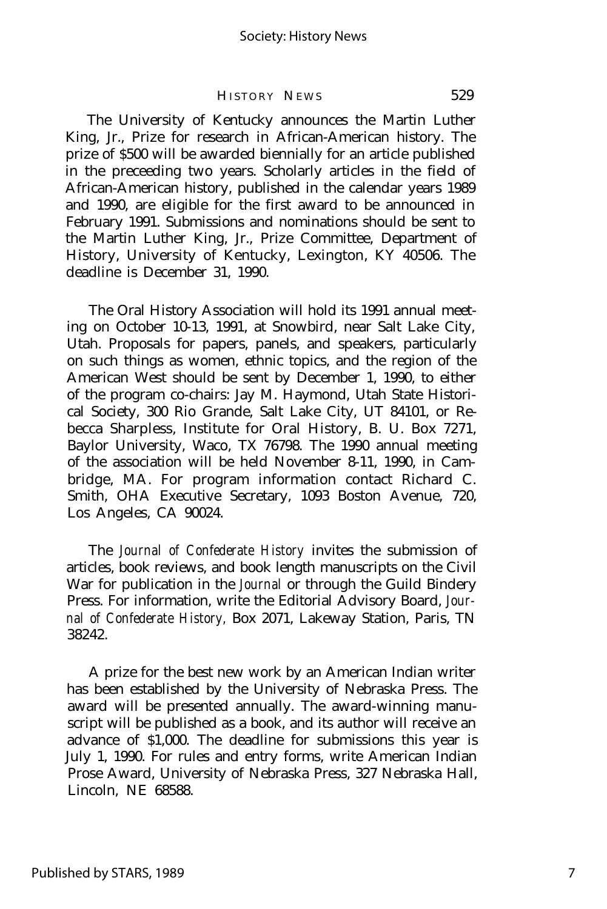The University of Kentucky announces the Martin Luther King, Jr., Prize for research in African-American history. The prize of $500 will be awarded biennially for an article published in the preceeding two years. Scholarly articles in the field of African-American history, published in the calendar years 1989 and 1990, are eligible for the first award to be announced in February 1991. Submissions and nominations should be sent to the Martin Luther King, Jr., Prize Committee, Department of History, University of Kentucky, Lexington, KY 40506. The deadline is December 31, 1990.

The Oral History Association will hold its 1991 annual meeting on October 10-13, 1991, at Snowbird, near Salt Lake City, Utah. Proposals for papers, panels, and speakers, particularly on such things as women, ethnic topics, and the region of the American West should be sent by December 1, 1990, to either of the program co-chairs: Jay M. Haymond, Utah State Historical Society, 300 Rio Grande, Salt Lake City, UT 84101, or Rebecca Sharpless, Institute for Oral History, B. U. Box 7271, Baylor University, Waco, TX 76798. The 1990 annual meeting of the association will be held November 8-11, 1990, in Cambridge, MA. For program information contact Richard C. Smith, OHA Executive Secretary, 1093 Boston Avenue, 720, Los Angeles, CA 90024.

The *Journal of Confederate History* invites the submission of articles, book reviews, and book length manuscripts on the Civil War for publication in the *Journal* or through the Guild Bindery Press. For information, write the Editorial Advisory Board, *Journal of Confederate History,* Box 2071, Lakeway Station, Paris, TN 38242.

A prize for the best new work by an American Indian writer has been established by the University of Nebraska Press. The award will be presented annually. The award-winning manuscript will be published as a book, and its author will receive an advance of $1,000. The deadline for submissions this year is July 1, 1990. For rules and entry forms, write American Indian Prose Award, University of Nebraska Press, 327 Nebraska Hall, Lincoln, NE 68588.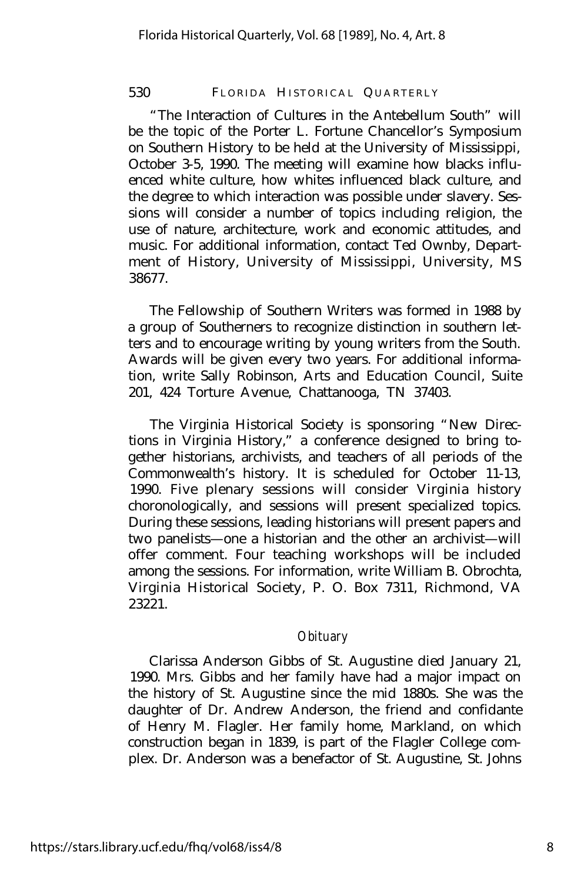"The Interaction of Cultures in the Antebellum South" will be the topic of the Porter L. Fortune Chancellor's Symposium on Southern History to be held at the University of Mississippi, October 3-5, 1990. The meeting will examine how blacks influenced white culture, how whites influenced black culture, and the degree to which interaction was possible under slavery. Sessions will consider a number of topics including religion, the use of nature, architecture, work and economic attitudes, and music. For additional information, contact Ted Ownby, Department of History, University of Mississippi, University, MS 38677.

The Fellowship of Southern Writers was formed in 1988 by a group of Southerners to recognize distinction in southern letters and to encourage writing by young writers from the South. Awards will be given every two years. For additional information, write Sally Robinson, Arts and Education Council, Suite 201, 424 Torture Avenue, Chattanooga, TN 37403.

The Virginia Historical Society is sponsoring "New Directions in Virginia History," a conference designed to bring together historians, archivists, and teachers of all periods of the Commonwealth's history. It is scheduled for October 11-13, 1990. Five plenary sessions will consider Virginia history choronologically, and sessions will present specialized topics. During these sessions, leading historians will present papers and two panelists—one a historian and the other an archivist—will offer comment. Four teaching workshops will be included among the sessions. For information, write William B. Obrochta, Virginia Historical Society, P. O. Box 7311, Richmond, VA 23221.

### *Obituary*

Clarissa Anderson Gibbs of St. Augustine died January 21, 1990. Mrs. Gibbs and her family have had a major impact on the history of St. Augustine since the mid 1880s. She was the daughter of Dr. Andrew Anderson, the friend and confidante of Henry M. Flagler. Her family home, Markland, on which construction began in 1839, is part of the Flagler College complex. Dr. Anderson was a benefactor of St. Augustine, St. Johns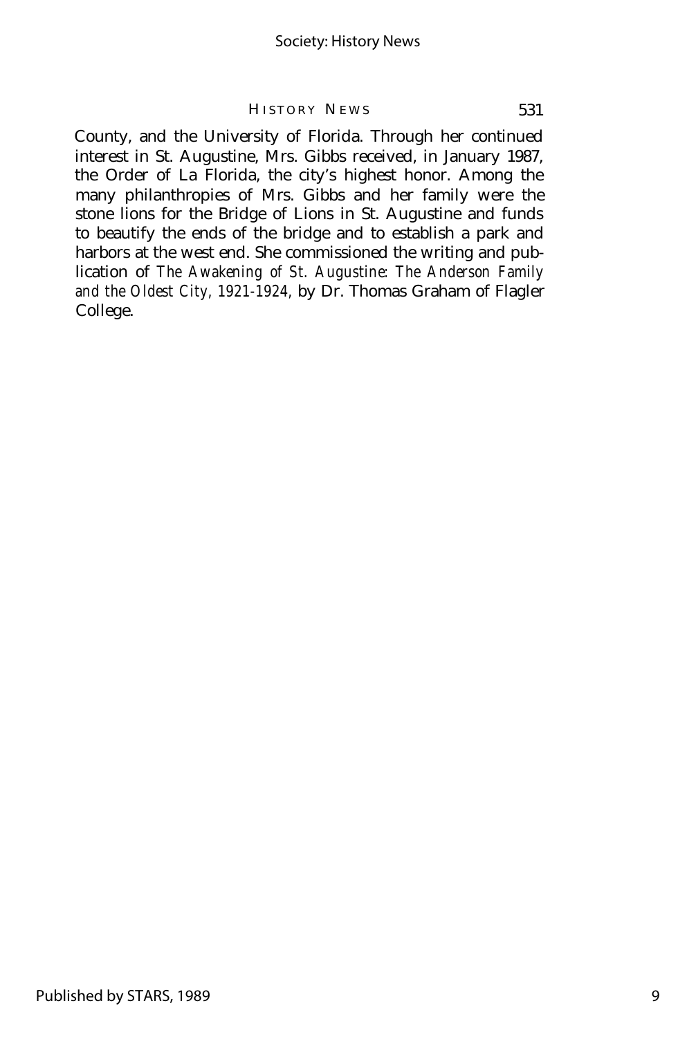County, and the University of Florida. Through her continued interest in St. Augustine, Mrs. Gibbs received, in January 1987, the Order of La Florida, the city's highest honor. Among the many philanthropies of Mrs. Gibbs and her family were the stone lions for the Bridge of Lions in St. Augustine and funds to beautify the ends of the bridge and to establish a park and harbors at the west end. She commissioned the writing and publication of *The Awakening of St. Augustine: The Anderson Family and the Oldest City, 1921-1924*, by Dr. Thomas Graham of Flagler College.